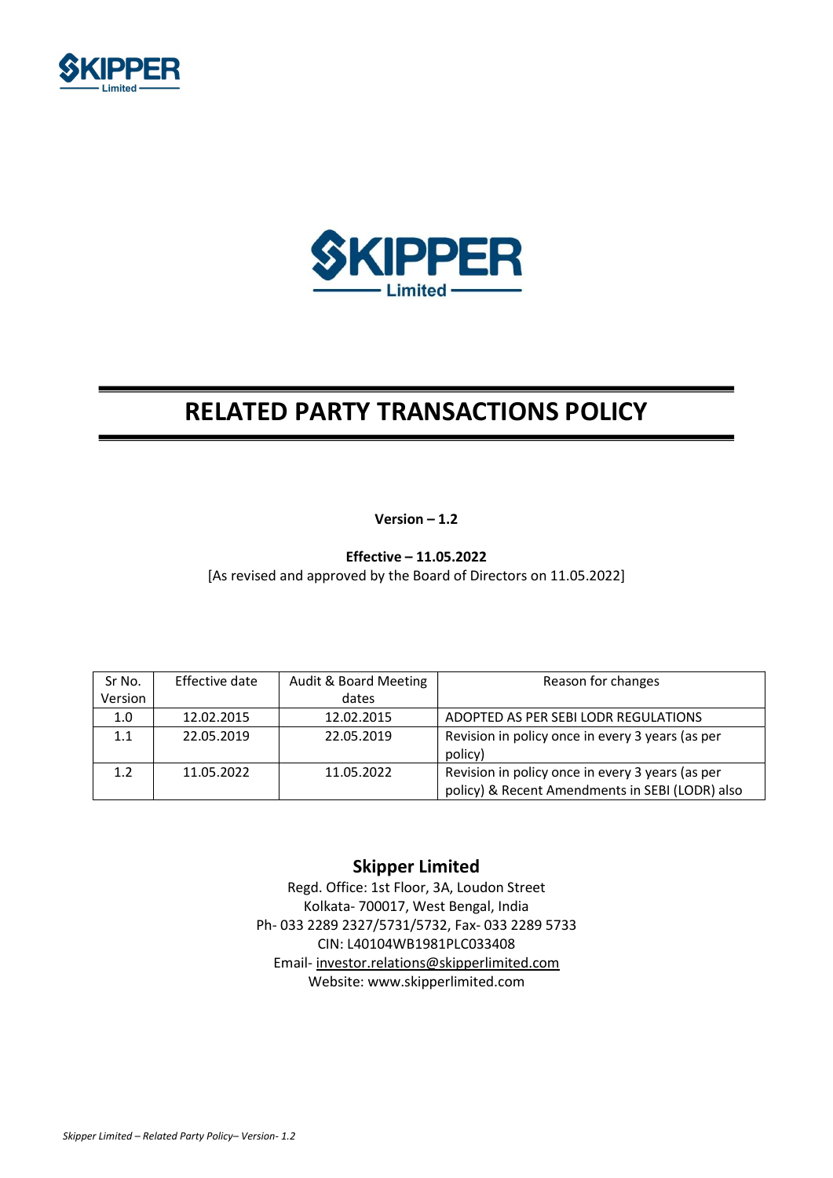# RELATED PARTY TRANSACTIONS POLICY

**Version – 1.2**

**Effective – 11.05.2022**
[As revised and approved by the Board of Directors on 11.05.2022]

| Sr No. Version | Effective date | Audit & Board Meeting dates | Reason for changes |
|---|---|---|---|
| 1.0 | 12.02.2015 | 12.02.2015 | ADOPTED AS PER SEBI LODR REGULATIONS |
| 1.1 | 22.05.2019 | 22.05.2019 | Revision in policy once in every 3 years (as per policy) |
| 1.2 | 11.05.2022 | 11.05.2022 | Revision in policy once in every 3 years (as per policy) & Recent Amendments in SEBI (LODR) also |

## Skipper Limited

Regd. Office: 1st Floor, 3A, Loudon Street
Kolkata- 700017, West Bengal, India
Ph- 033 2289 2327/5731/5732, Fax- 033 2289 5733
CIN: L40104WB1981PLC033408
Email- investor.relations@skipperlimited.com
Website: www.skipperlimited.com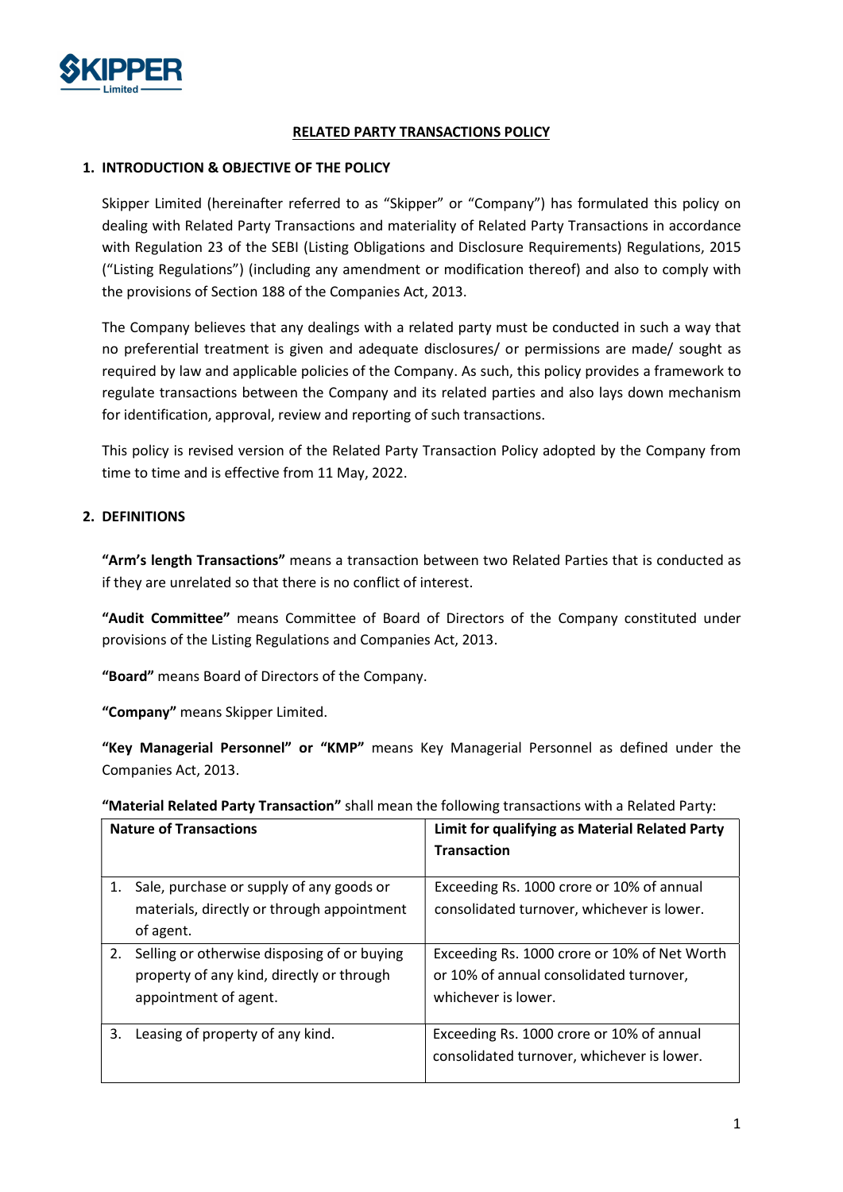## RELATED PARTY TRANSACTIONS POLICY

### 1. INTRODUCTION & OBJECTIVE OF THE POLICY

Skipper Limited (hereinafter referred to as "Skipper" or "Company") has formulated this policy on dealing with Related Party Transactions and materiality of Related Party Transactions in accordance with Regulation 23 of the SEBI (Listing Obligations and Disclosure Requirements) Regulations, 2015 ("Listing Regulations") (including any amendment or modification thereof) and also to comply with the provisions of Section 188 of the Companies Act, 2013.

The Company believes that any dealings with a related party must be conducted in such a way that no preferential treatment is given and adequate disclosures/ or permissions are made/ sought as required by law and applicable policies of the Company. As such, this policy provides a framework to regulate transactions between the Company and its related parties and also lays down mechanism for identification, approval, review and reporting of such transactions.

This policy is revised version of the Related Party Transaction Policy adopted by the Company from time to time and is effective from 11 May, 2022.

### 2. DEFINITIONS

**"Arm's length Transactions"** means a transaction between two Related Parties that is conducted as if they are unrelated so that there is no conflict of interest.

**"Audit Committee"** means Committee of Board of Directors of the Company constituted under provisions of the Listing Regulations and Companies Act, 2013.

**"Board"** means Board of Directors of the Company.

**"Company"** means Skipper Limited.

**"Key Managerial Personnel" or "KMP"** means Key Managerial Personnel as defined under the Companies Act, 2013.

**"Material Related Party Transaction"** shall mean the following transactions with a Related Party:

| Nature of Transactions | Limit for qualifying as Material Related Party Transaction |
|---|---|
| 1. Sale, purchase or supply of any goods or materials, directly or through appointment of agent. | Exceeding Rs. 1000 crore or 10% of annual consolidated turnover, whichever is lower. |
| 2. Selling or otherwise disposing of or buying property of any kind, directly or through appointment of agent. | Exceeding Rs. 1000 crore or 10% of Net Worth or 10% of annual consolidated turnover, whichever is lower. |
| 3. Leasing of property of any kind. | Exceeding Rs. 1000 crore or 10% of annual consolidated turnover, whichever is lower. |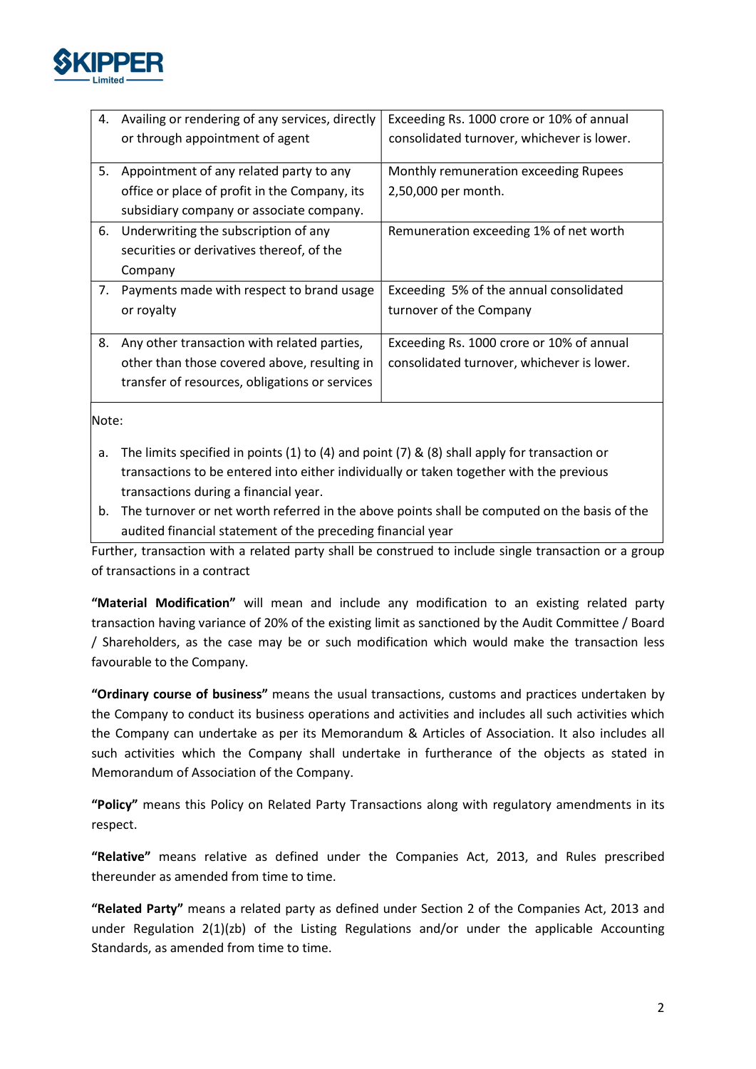| | |
|---|---|
| 4. Availing or rendering of any services, directly or through appointment of agent | Exceeding Rs. 1000 crore or 10% of annual consolidated turnover, whichever is lower. |
| 5. Appointment of any related party to any office or place of profit in the Company, its subsidiary company or associate company. | Monthly remuneration exceeding Rupees 2,50,000 per month. |
| 6. Underwriting the subscription of any securities or derivatives thereof, of the Company | Remuneration exceeding 1% of net worth |
| 7. Payments made with respect to brand usage or royalty | Exceeding 5% of the annual consolidated turnover of the Company |
| 8. Any other transaction with related parties, other than those covered above, resulting in transfer of resources, obligations or services | Exceeding Rs. 1000 crore or 10% of annual consolidated turnover, whichever is lower. |

Note:

a. The limits specified in points (1) to (4) and point (7) & (8) shall apply for transaction or transactions to be entered into either individually or taken together with the previous transactions during a financial year.

b. The turnover or net worth referred in the above points shall be computed on the basis of the audited financial statement of the preceding financial year

Further, transaction with a related party shall be construed to include single transaction or a group of transactions in a contract

**"Material Modification"** will mean and include any modification to an existing related party transaction having variance of 20% of the existing limit as sanctioned by the Audit Committee / Board / Shareholders, as the case may be or such modification which would make the transaction less favourable to the Company.

**"Ordinary course of business"** means the usual transactions, customs and practices undertaken by the Company to conduct its business operations and activities and includes all such activities which the Company can undertake as per its Memorandum & Articles of Association. It also includes all such activities which the Company shall undertake in furtherance of the objects as stated in Memorandum of Association of the Company.

**"Policy"** means this Policy on Related Party Transactions along with regulatory amendments in its respect.

**"Relative"** means relative as defined under the Companies Act, 2013, and Rules prescribed thereunder as amended from time to time.

**"Related Party"** means a related party as defined under Section 2 of the Companies Act, 2013 and under Regulation 2(1)(zb) of the Listing Regulations and/or under the applicable Accounting Standards, as amended from time to time.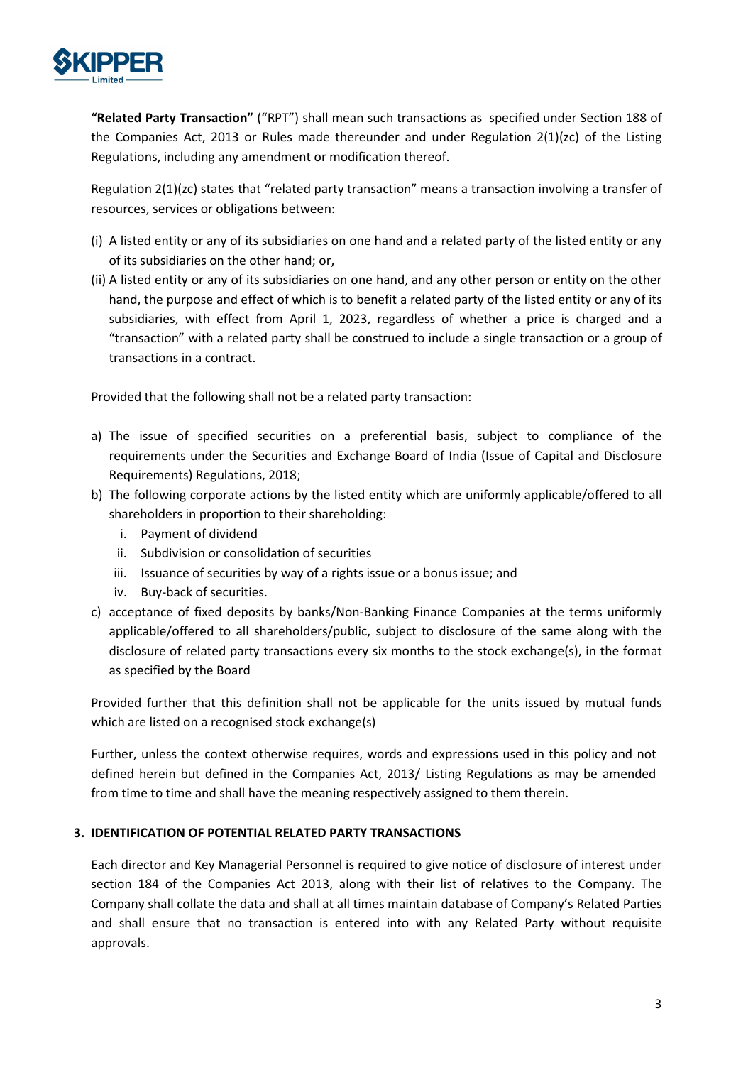**"Related Party Transaction"** ("RPT") shall mean such transactions as specified under Section 188 of the Companies Act, 2013 or Rules made thereunder and under Regulation 2(1)(zc) of the Listing Regulations, including any amendment or modification thereof.

Regulation 2(1)(zc) states that "related party transaction" means a transaction involving a transfer of resources, services or obligations between:

(i) A listed entity or any of its subsidiaries on one hand and a related party of the listed entity or any of its subsidiaries on the other hand; or,

(ii) A listed entity or any of its subsidiaries on one hand, and any other person or entity on the other hand, the purpose and effect of which is to benefit a related party of the listed entity or any of its subsidiaries, with effect from April 1, 2023, regardless of whether a price is charged and a "transaction" with a related party shall be construed to include a single transaction or a group of transactions in a contract.

Provided that the following shall not be a related party transaction:

a) The issue of specified securities on a preferential basis, subject to compliance of the requirements under the Securities and Exchange Board of India (Issue of Capital and Disclosure Requirements) Regulations, 2018;
b) The following corporate actions by the listed entity which are uniformly applicable/offered to all shareholders in proportion to their shareholding:
   i. Payment of dividend
   ii. Subdivision or consolidation of securities
   iii. Issuance of securities by way of a rights issue or a bonus issue; and
   iv. Buy-back of securities.
c) acceptance of fixed deposits by banks/Non-Banking Finance Companies at the terms uniformly applicable/offered to all shareholders/public, subject to disclosure of the same along with the disclosure of related party transactions every six months to the stock exchange(s), in the format as specified by the Board

Provided further that this definition shall not be applicable for the units issued by mutual funds which are listed on a recognised stock exchange(s)

Further, unless the context otherwise requires, words and expressions used in this policy and not defined herein but defined in the Companies Act, 2013/ Listing Regulations as may be amended from time to time and shall have the meaning respectively assigned to them therein.

## 3. IDENTIFICATION OF POTENTIAL RELATED PARTY TRANSACTIONS

Each director and Key Managerial Personnel is required to give notice of disclosure of interest under section 184 of the Companies Act 2013, along with their list of relatives to the Company. The Company shall collate the data and shall at all times maintain database of Company's Related Parties and shall ensure that no transaction is entered into with any Related Party without requisite approvals.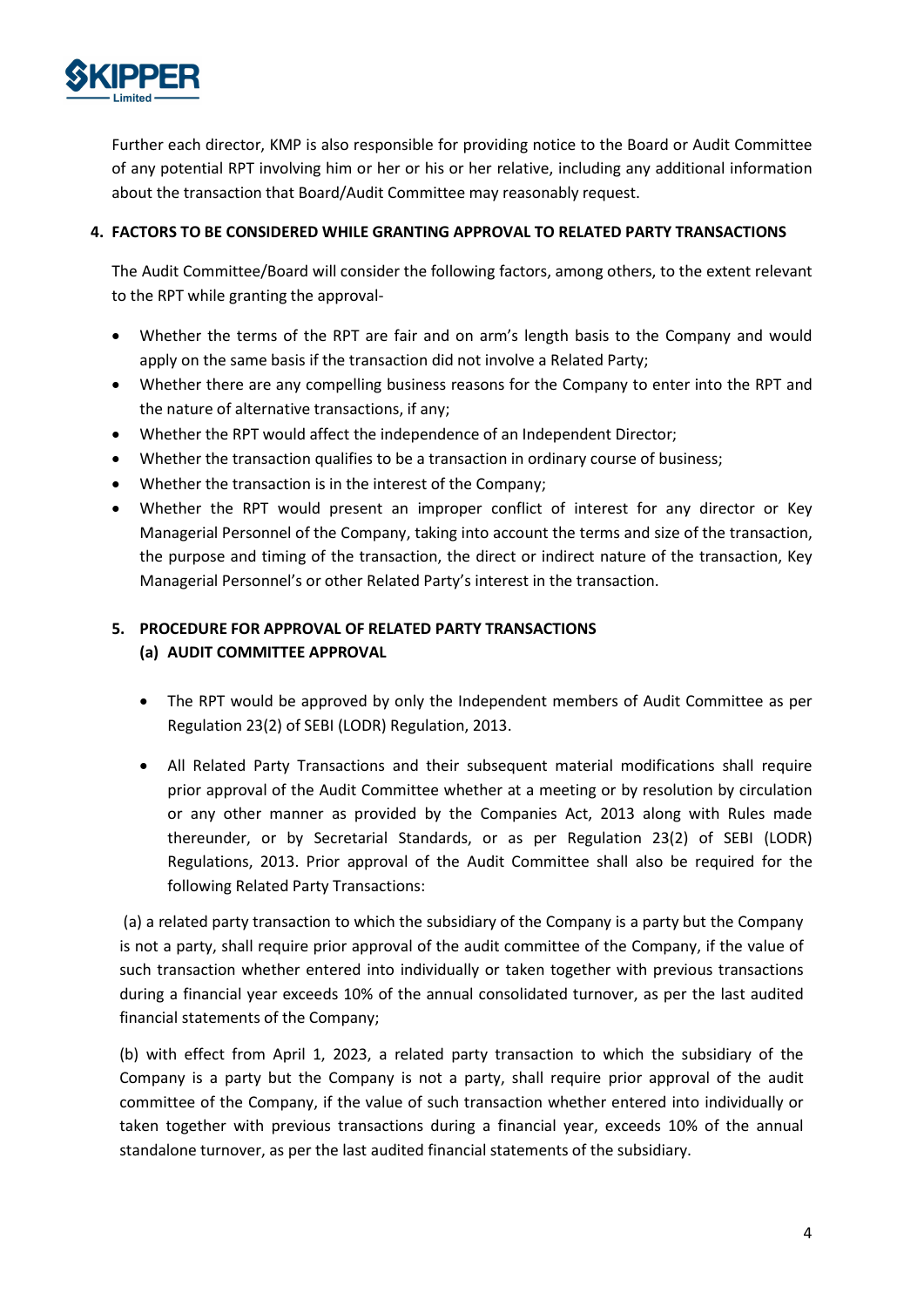Further each director, KMP is also responsible for providing notice to the Board or Audit Committee of any potential RPT involving him or her or his or her relative, including any additional information about the transaction that Board/Audit Committee may reasonably request.

## 4. FACTORS TO BE CONSIDERED WHILE GRANTING APPROVAL TO RELATED PARTY TRANSACTIONS

The Audit Committee/Board will consider the following factors, among others, to the extent relevant to the RPT while granting the approval-

- Whether the terms of the RPT are fair and on arm's length basis to the Company and would apply on the same basis if the transaction did not involve a Related Party;
- Whether there are any compelling business reasons for the Company to enter into the RPT and the nature of alternative transactions, if any;
- Whether the RPT would affect the independence of an Independent Director;
- Whether the transaction qualifies to be a transaction in ordinary course of business;
- Whether the transaction is in the interest of the Company;
- Whether the RPT would present an improper conflict of interest for any director or Key Managerial Personnel of the Company, taking into account the terms and size of the transaction, the purpose and timing of the transaction, the direct or indirect nature of the transaction, Key Managerial Personnel's or other Related Party's interest in the transaction.

## 5. PROCEDURE FOR APPROVAL OF RELATED PARTY TRANSACTIONS

### (a) AUDIT COMMITTEE APPROVAL

- The RPT would be approved by only the Independent members of Audit Committee as per Regulation 23(2) of SEBI (LODR) Regulation, 2013.
- All Related Party Transactions and their subsequent material modifications shall require prior approval of the Audit Committee whether at a meeting or by resolution by circulation or any other manner as provided by the Companies Act, 2013 along with Rules made thereunder, or by Secretarial Standards, or as per Regulation 23(2) of SEBI (LODR) Regulations, 2013. Prior approval of the Audit Committee shall also be required for the following Related Party Transactions:

(a) a related party transaction to which the subsidiary of the Company is a party but the Company is not a party, shall require prior approval of the audit committee of the Company, if the value of such transaction whether entered into individually or taken together with previous transactions during a financial year exceeds 10% of the annual consolidated turnover, as per the last audited financial statements of the Company;

(b) with effect from April 1, 2023, a related party transaction to which the subsidiary of the Company is a party but the Company is not a party, shall require prior approval of the audit committee of the Company, if the value of such transaction whether entered into individually or taken together with previous transactions during a financial year, exceeds 10% of the annual standalone turnover, as per the last audited financial statements of the subsidiary.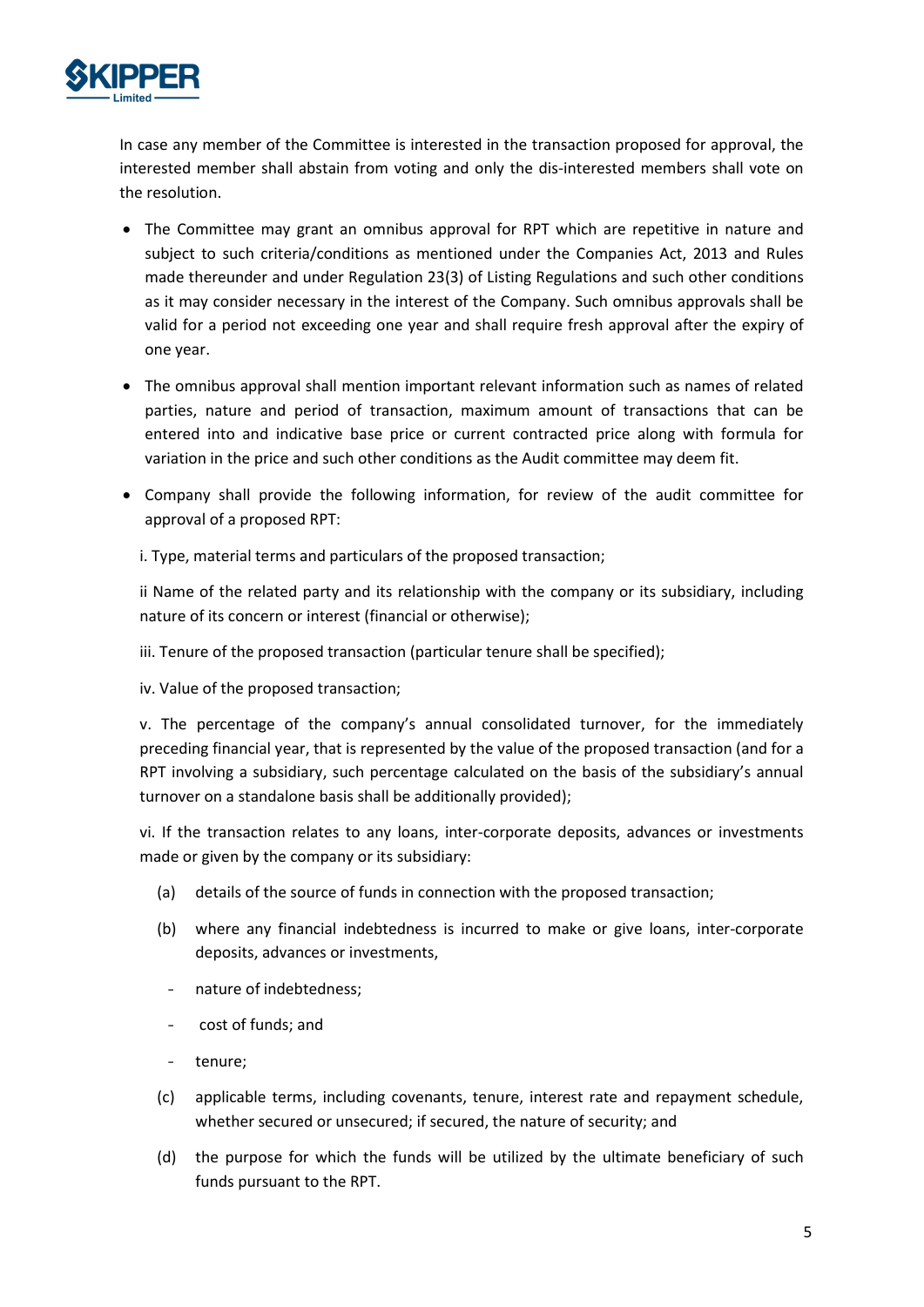In case any member of the Committee is interested in the transaction proposed for approval, the interested member shall abstain from voting and only the dis-interested members shall vote on the resolution.

- The Committee may grant an omnibus approval for RPT which are repetitive in nature and subject to such criteria/conditions as mentioned under the Companies Act, 2013 and Rules made thereunder and under Regulation 23(3) of Listing Regulations and such other conditions as it may consider necessary in the interest of the Company. Such omnibus approvals shall be valid for a period not exceeding one year and shall require fresh approval after the expiry of one year.
- The omnibus approval shall mention important relevant information such as names of related parties, nature and period of transaction, maximum amount of transactions that can be entered into and indicative base price or current contracted price along with formula for variation in the price and such other conditions as the Audit committee may deem fit.
- Company shall provide the following information, for review of the audit committee for approval of a proposed RPT:

  i. Type, material terms and particulars of the proposed transaction;

  ii Name of the related party and its relationship with the company or its subsidiary, including nature of its concern or interest (financial or otherwise);

  iii. Tenure of the proposed transaction (particular tenure shall be specified);

  iv. Value of the proposed transaction;

  v. The percentage of the company's annual consolidated turnover, for the immediately preceding financial year, that is represented by the value of the proposed transaction (and for a RPT involving a subsidiary, such percentage calculated on the basis of the subsidiary's annual turnover on a standalone basis shall be additionally provided);

  vi. If the transaction relates to any loans, inter-corporate deposits, advances or investments made or given by the company or its subsidiary:

  (a) details of the source of funds in connection with the proposed transaction;

  (b) where any financial indebtedness is incurred to make or give loans, inter-corporate deposits, advances or investments,

  - nature of indebtedness;
  - cost of funds; and
  - tenure;

  (c) applicable terms, including covenants, tenure, interest rate and repayment schedule, whether secured or unsecured; if secured, the nature of security; and

  (d) the purpose for which the funds will be utilized by the ultimate beneficiary of such funds pursuant to the RPT.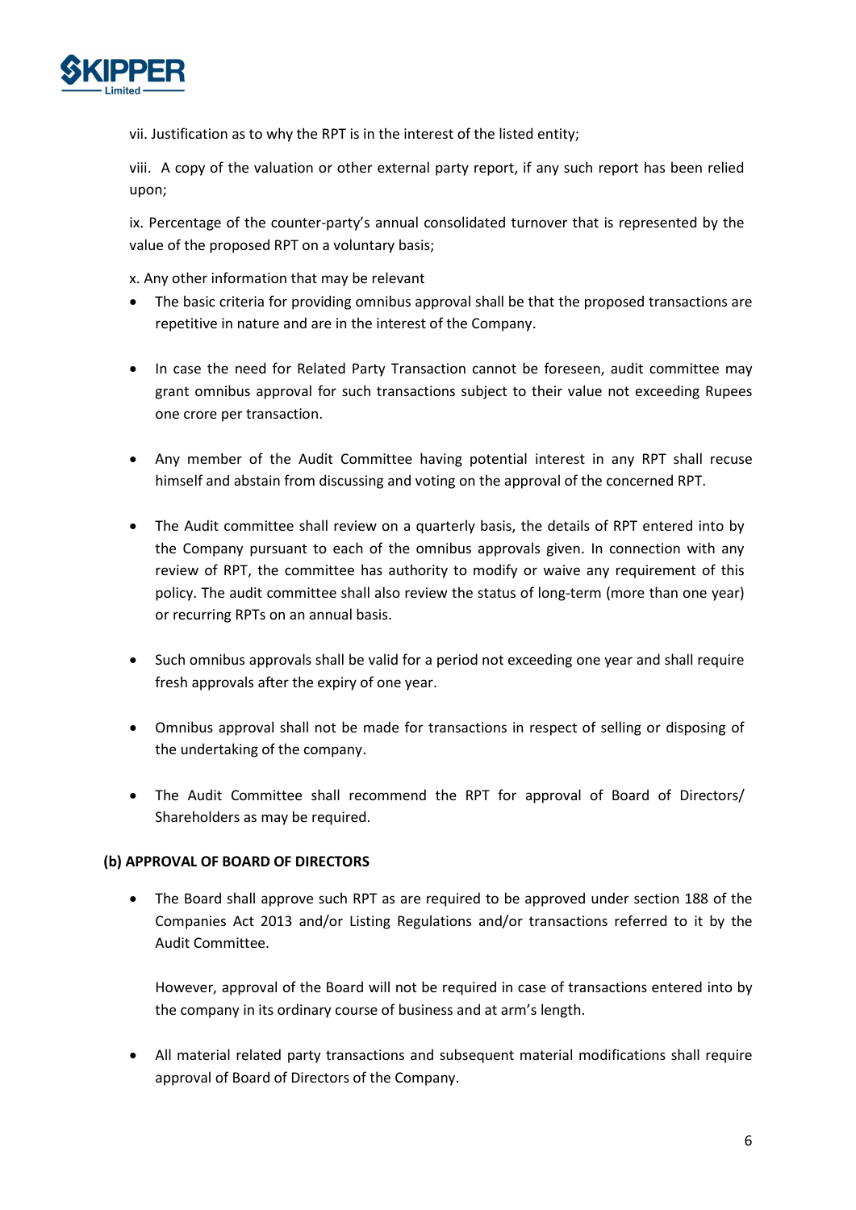vii. Justification as to why the RPT is in the interest of the listed entity;

viii. A copy of the valuation or other external party report, if any such report has been relied upon;

ix. Percentage of the counter-party's annual consolidated turnover that is represented by the value of the proposed RPT on a voluntary basis;

x. Any other information that may be relevant

- The basic criteria for providing omnibus approval shall be that the proposed transactions are repetitive in nature and are in the interest of the Company.

- In case the need for Related Party Transaction cannot be foreseen, audit committee may grant omnibus approval for such transactions subject to their value not exceeding Rupees one crore per transaction.

- Any member of the Audit Committee having potential interest in any RPT shall recuse himself and abstain from discussing and voting on the approval of the concerned RPT.

- The Audit committee shall review on a quarterly basis, the details of RPT entered into by the Company pursuant to each of the omnibus approvals given. In connection with any review of RPT, the committee has authority to modify or waive any requirement of this policy. The audit committee shall also review the status of long-term (more than one year) or recurring RPTs on an annual basis.

- Such omnibus approvals shall be valid for a period not exceeding one year and shall require fresh approvals after the expiry of one year.

- Omnibus approval shall not be made for transactions in respect of selling or disposing of the undertaking of the company.

- The Audit Committee shall recommend the RPT for approval of Board of Directors/ Shareholders as may be required.

**(b) APPROVAL OF BOARD OF DIRECTORS**

- The Board shall approve such RPT as are required to be approved under section 188 of the Companies Act 2013 and/or Listing Regulations and/or transactions referred to it by the Audit Committee.

  However, approval of the Board will not be required in case of transactions entered into by the company in its ordinary course of business and at arm's length.

- All material related party transactions and subsequent material modifications shall require approval of Board of Directors of the Company.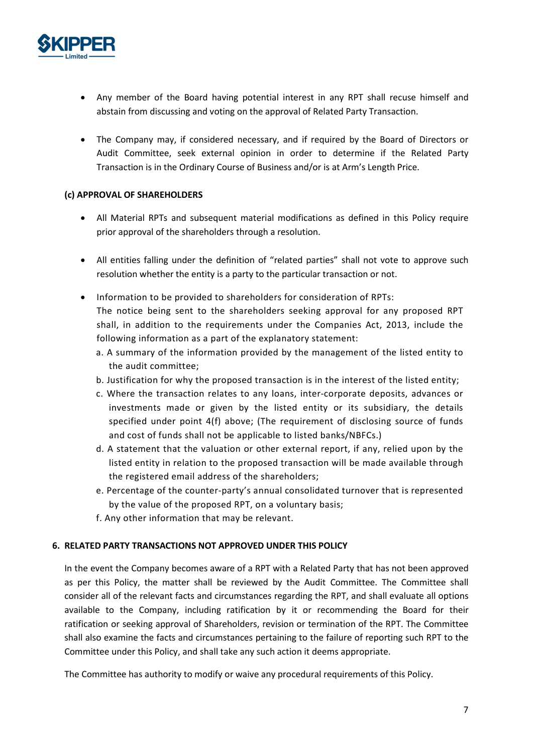- Any member of the Board having potential interest in any RPT shall recuse himself and abstain from discussing and voting on the approval of Related Party Transaction.

- The Company may, if considered necessary, and if required by the Board of Directors or Audit Committee, seek external opinion in order to determine if the Related Party Transaction is in the Ordinary Course of Business and/or is at Arm's Length Price.

**(c) APPROVAL OF SHAREHOLDERS**

- All Material RPTs and subsequent material modifications as defined in this Policy require prior approval of the shareholders through a resolution.

- All entities falling under the definition of "related parties" shall not vote to approve such resolution whether the entity is a party to the particular transaction or not.

- Information to be provided to shareholders for consideration of RPTs:
  The notice being sent to the shareholders seeking approval for any proposed RPT shall, in addition to the requirements under the Companies Act, 2013, include the following information as a part of the explanatory statement:
  a. A summary of the information provided by the management of the listed entity to the audit committee;
  b. Justification for why the proposed transaction is in the interest of the listed entity;
  c. Where the transaction relates to any loans, inter-corporate deposits, advances or investments made or given by the listed entity or its subsidiary, the details specified under point 4(f) above; (The requirement of disclosing source of funds and cost of funds shall not be applicable to listed banks/NBFCs.)
  d. A statement that the valuation or other external report, if any, relied upon by the listed entity in relation to the proposed transaction will be made available through the registered email address of the shareholders;
  e. Percentage of the counter-party's annual consolidated turnover that is represented by the value of the proposed RPT, on a voluntary basis;
  f. Any other information that may be relevant.

**6. RELATED PARTY TRANSACTIONS NOT APPROVED UNDER THIS POLICY**

In the event the Company becomes aware of a RPT with a Related Party that has not been approved as per this Policy, the matter shall be reviewed by the Audit Committee. The Committee shall consider all of the relevant facts and circumstances regarding the RPT, and shall evaluate all options available to the Company, including ratification by it or recommending the Board for their ratification or seeking approval of Shareholders, revision or termination of the RPT. The Committee shall also examine the facts and circumstances pertaining to the failure of reporting such RPT to the Committee under this Policy, and shall take any such action it deems appropriate.

The Committee has authority to modify or waive any procedural requirements of this Policy.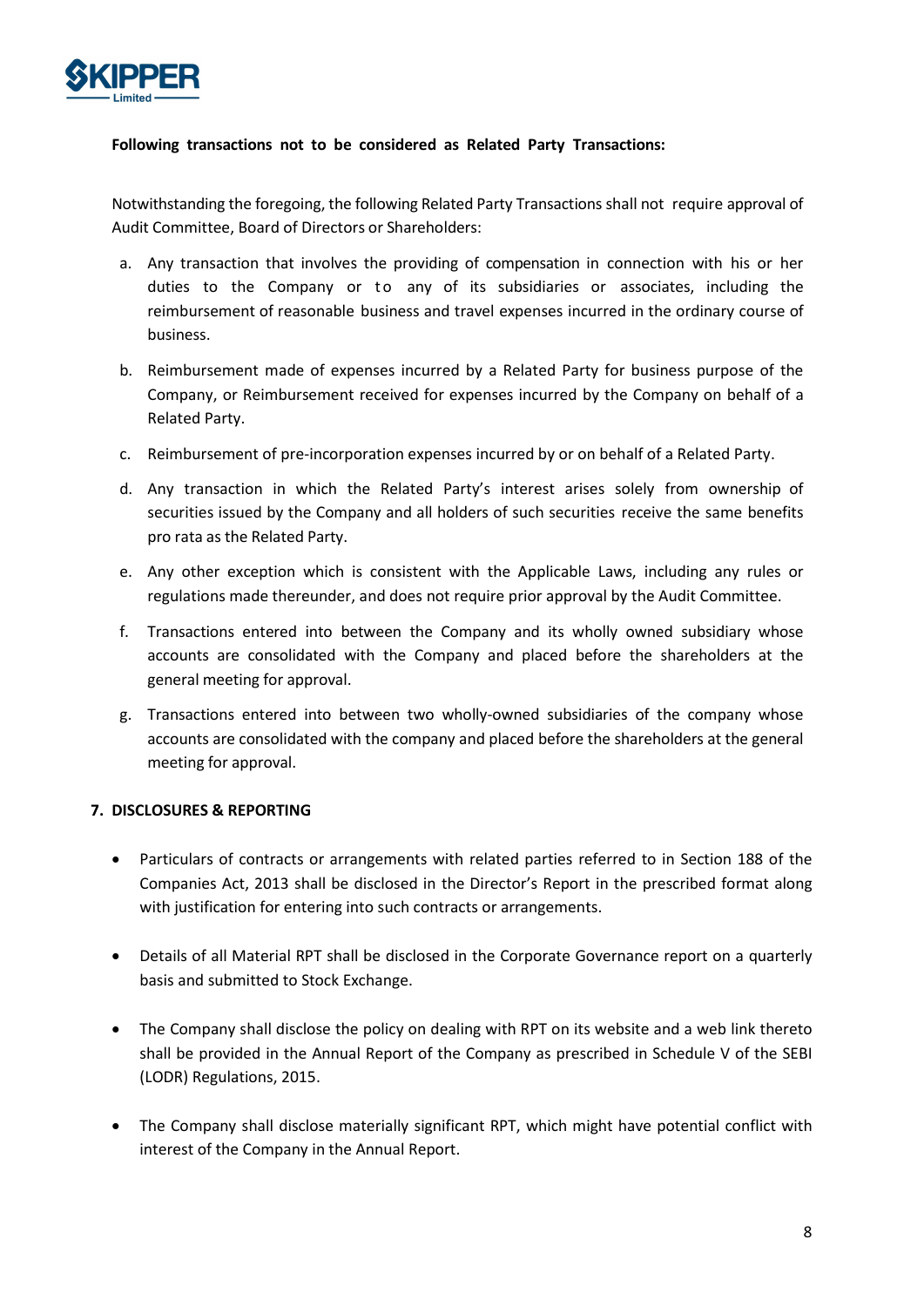**Following transactions not to be considered as Related Party Transactions:**

Notwithstanding the foregoing, the following Related Party Transactions shall not require approval of Audit Committee, Board of Directors or Shareholders:

a. Any transaction that involves the providing of compensation in connection with his or her duties to the Company or to any of its subsidiaries or associates, including the reimbursement of reasonable business and travel expenses incurred in the ordinary course of business.

b. Reimbursement made of expenses incurred by a Related Party for business purpose of the Company, or Reimbursement received for expenses incurred by the Company on behalf of a Related Party.

c. Reimbursement of pre-incorporation expenses incurred by or on behalf of a Related Party.

d. Any transaction in which the Related Party's interest arises solely from ownership of securities issued by the Company and all holders of such securities receive the same benefits pro rata as the Related Party.

e. Any other exception which is consistent with the Applicable Laws, including any rules or regulations made thereunder, and does not require prior approval by the Audit Committee.

f. Transactions entered into between the Company and its wholly owned subsidiary whose accounts are consolidated with the Company and placed before the shareholders at the general meeting for approval.

g. Transactions entered into between two wholly-owned subsidiaries of the company whose accounts are consolidated with the company and placed before the shareholders at the general meeting for approval.

## 7. DISCLOSURES & REPORTING

- Particulars of contracts or arrangements with related parties referred to in Section 188 of the Companies Act, 2013 shall be disclosed in the Director's Report in the prescribed format along with justification for entering into such contracts or arrangements.

- Details of all Material RPT shall be disclosed in the Corporate Governance report on a quarterly basis and submitted to Stock Exchange.

- The Company shall disclose the policy on dealing with RPT on its website and a web link thereto shall be provided in the Annual Report of the Company as prescribed in Schedule V of the SEBI (LODR) Regulations, 2015.

- The Company shall disclose materially significant RPT, which might have potential conflict with interest of the Company in the Annual Report.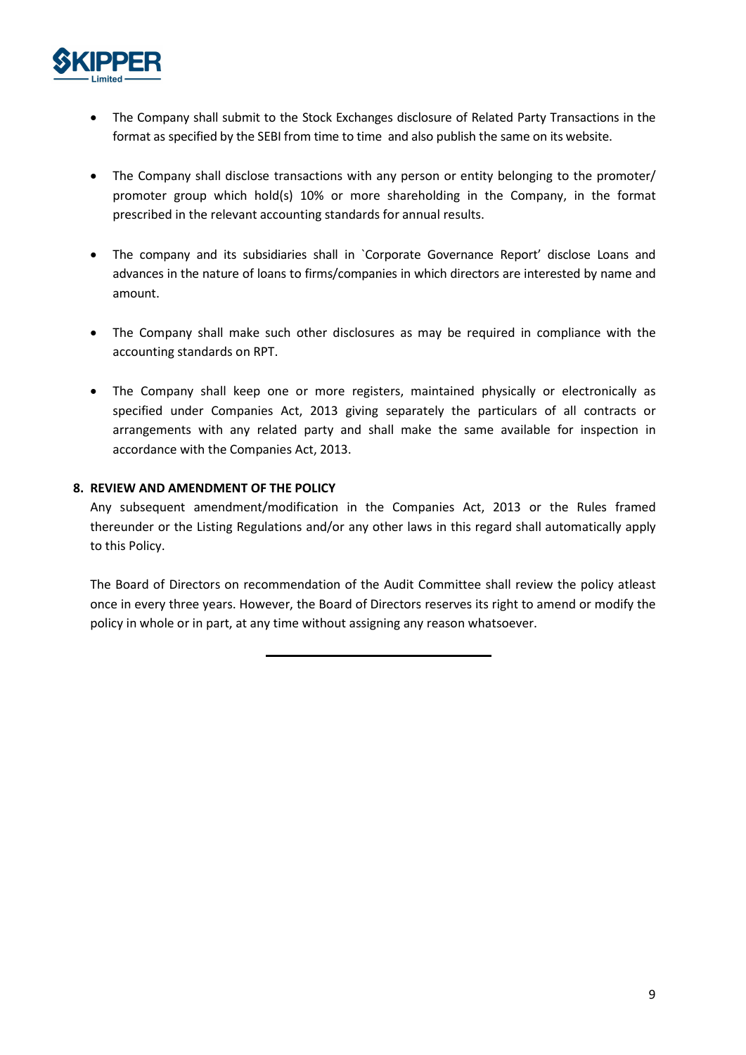- The Company shall submit to the Stock Exchanges disclosure of Related Party Transactions in the format as specified by the SEBI from time to time and also publish the same on its website.

- The Company shall disclose transactions with any person or entity belonging to the promoter/ promoter group which hold(s) 10% or more shareholding in the Company, in the format prescribed in the relevant accounting standards for annual results.

- The company and its subsidiaries shall in `Corporate Governance Report' disclose Loans and advances in the nature of loans to firms/companies in which directors are interested by name and amount.

- The Company shall make such other disclosures as may be required in compliance with the accounting standards on RPT.

- The Company shall keep one or more registers, maintained physically or electronically as specified under Companies Act, 2013 giving separately the particulars of all contracts or arrangements with any related party and shall make the same available for inspection in accordance with the Companies Act, 2013.

## 8. REVIEW AND AMENDMENT OF THE POLICY

Any subsequent amendment/modification in the Companies Act, 2013 or the Rules framed thereunder or the Listing Regulations and/or any other laws in this regard shall automatically apply to this Policy.

The Board of Directors on recommendation of the Audit Committee shall review the policy atleast once in every three years. However, the Board of Directors reserves its right to amend or modify the policy in whole or in part, at any time without assigning any reason whatsoever.